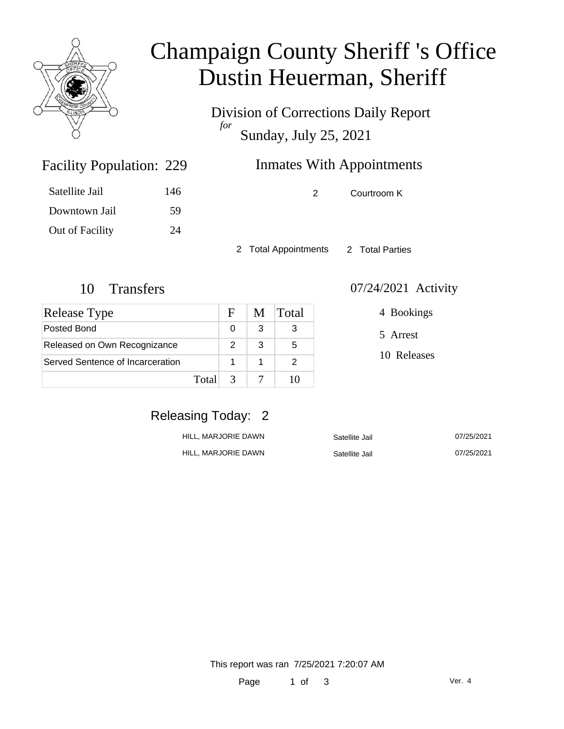# Champaign County Sheriff 's Office
# Dustin Heuerman, Sheriff

Division of Corrections Daily Report
*for*
Sunday, July 25, 2021

## Facility Population: 229

| | |
|---|---|
| Satellite Jail | 146 |
| Downtown Jail | 59 |
| Out of Facility | 24 |

## Inmates With Appointments

| | |
|---|---|
| 2 | Courtroom K |

2 Total Appointments   2 Total Parties

## 10 Transfers

| Release Type | F | M | Total |
|---|---|---|---|
| Posted Bond | 0 | 3 | 3 |
| Released on Own Recognizance | 2 | 3 | 5 |
| Served Sentence of Incarceration | 1 | 1 | 2 |
| Total | 3 | 7 | 10 |

## 07/24/2021 Activity

- 4 Bookings
- 5 Arrest
- 10 Releases

## Releasing Today: 2

| | | |
|---|---|---|
| HILL, MARJORIE DAWN | Satellite Jail | 07/25/2021 |
| HILL, MARJORIE DAWN | Satellite Jail | 07/25/2021 |

This report was ran 7/25/2021 7:20:07 AM

Ver. 4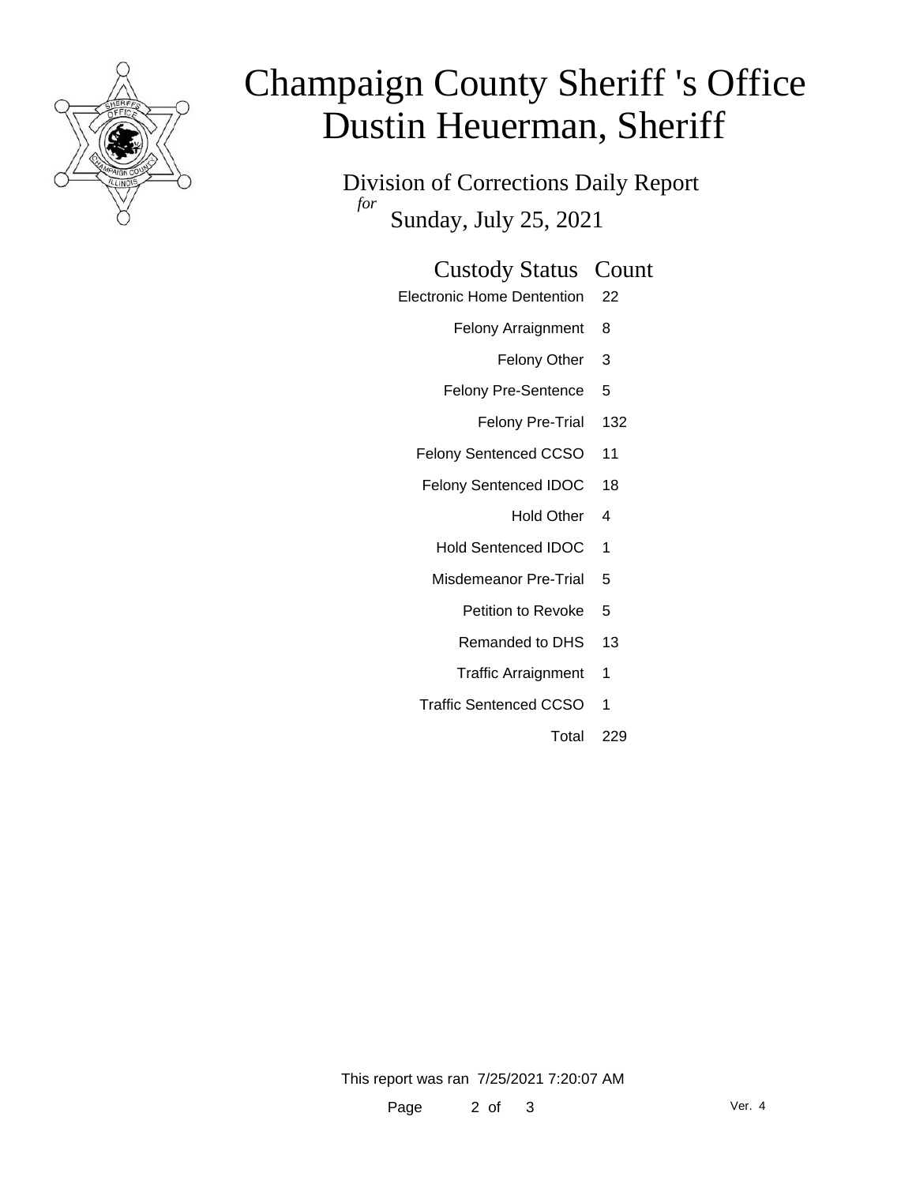# Champaign County Sheriff 's Office
# Dustin Heuerman, Sheriff

## Division of Corrections Daily Report

*for*

Sunday, July 25, 2021

| Custody Status | Count |
|---|---|
| Electronic Home Dentention | 22 |
| Felony Arraignment | 8 |
| Felony Other | 3 |
| Felony Pre-Sentence | 5 |
| Felony Pre-Trial | 132 |
| Felony Sentenced CCSO | 11 |
| Felony Sentenced IDOC | 18 |
| Hold Other | 4 |
| Hold Sentenced IDOC | 1 |
| Misdemeanor Pre-Trial | 5 |
| Petition to Revoke | 5 |
| Remanded to DHS | 13 |
| Traffic Arraignment | 1 |
| Traffic Sentenced CCSO | 1 |
| Total | 229 |

This report was ran 7/25/2021 7:20:07 AM

Ver. 4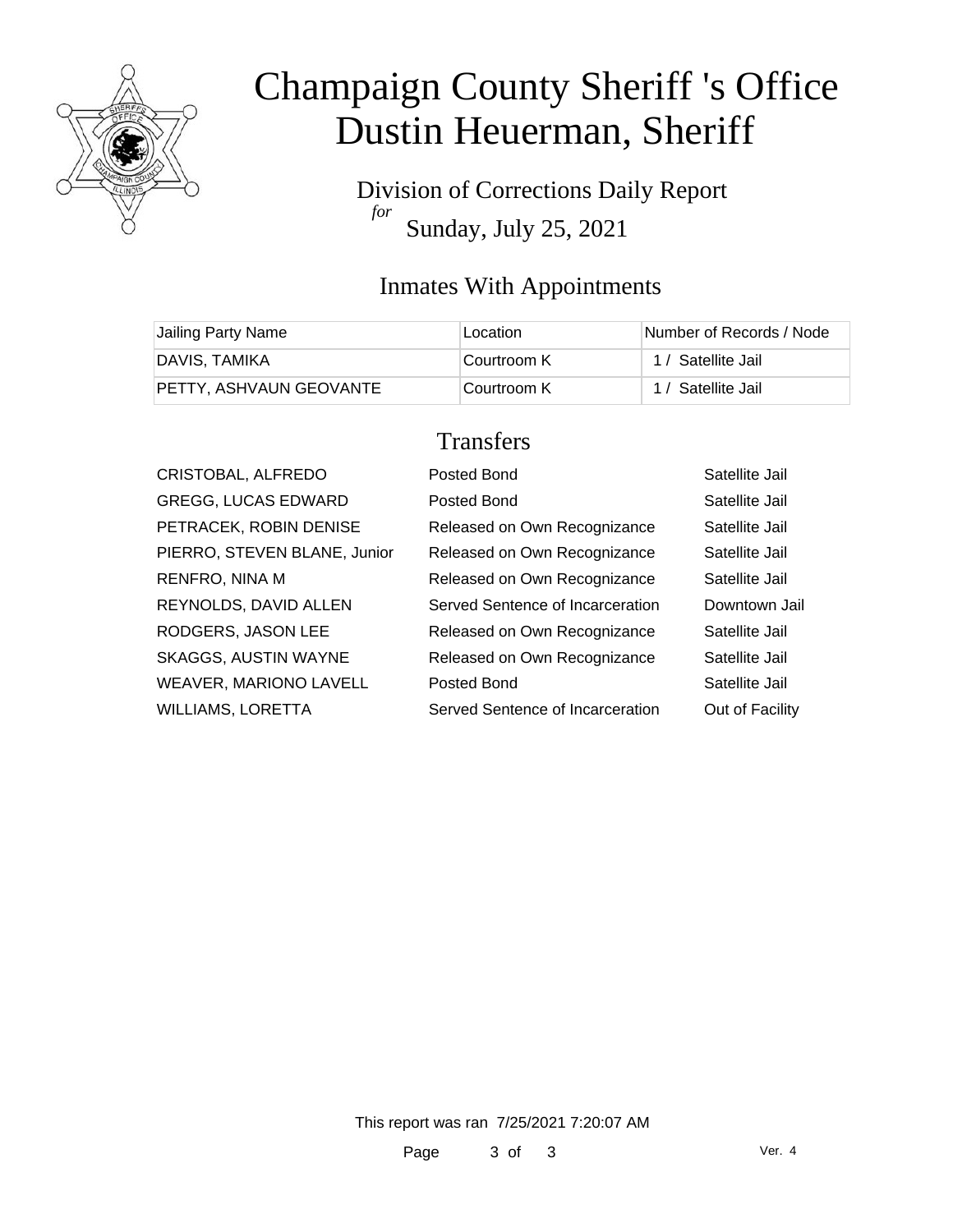# Champaign County Sheriff 's Office
# Dustin Heuerman, Sheriff

Division of Corrections Daily Report
*for*
Sunday, July 25, 2021

## Inmates With Appointments

| Jailing Party Name | Location | Number of Records / Node |
|---|---|---|
| DAVIS, TAMIKA | Courtroom K | 1 / Satellite Jail |
| PETTY, ASHVAUN GEOVANTE | Courtroom K | 1 / Satellite Jail |

## Transfers

| | | |
|---|---|---|
| CRISTOBAL, ALFREDO | Posted Bond | Satellite Jail |
| GREGG, LUCAS EDWARD | Posted Bond | Satellite Jail |
| PETRACEK, ROBIN DENISE | Released on Own Recognizance | Satellite Jail |
| PIERRO, STEVEN BLANE, Junior | Released on Own Recognizance | Satellite Jail |
| RENFRO, NINA M | Released on Own Recognizance | Satellite Jail |
| REYNOLDS, DAVID ALLEN | Served Sentence of Incarceration | Downtown Jail |
| RODGERS, JASON LEE | Released on Own Recognizance | Satellite Jail |
| SKAGGS, AUSTIN WAYNE | Released on Own Recognizance | Satellite Jail |
| WEAVER, MARIONO LAVELL | Posted Bond | Satellite Jail |
| WILLIAMS, LORETTA | Served Sentence of Incarceration | Out of Facility |

This report was ran 7/25/2021 7:20:07 AM